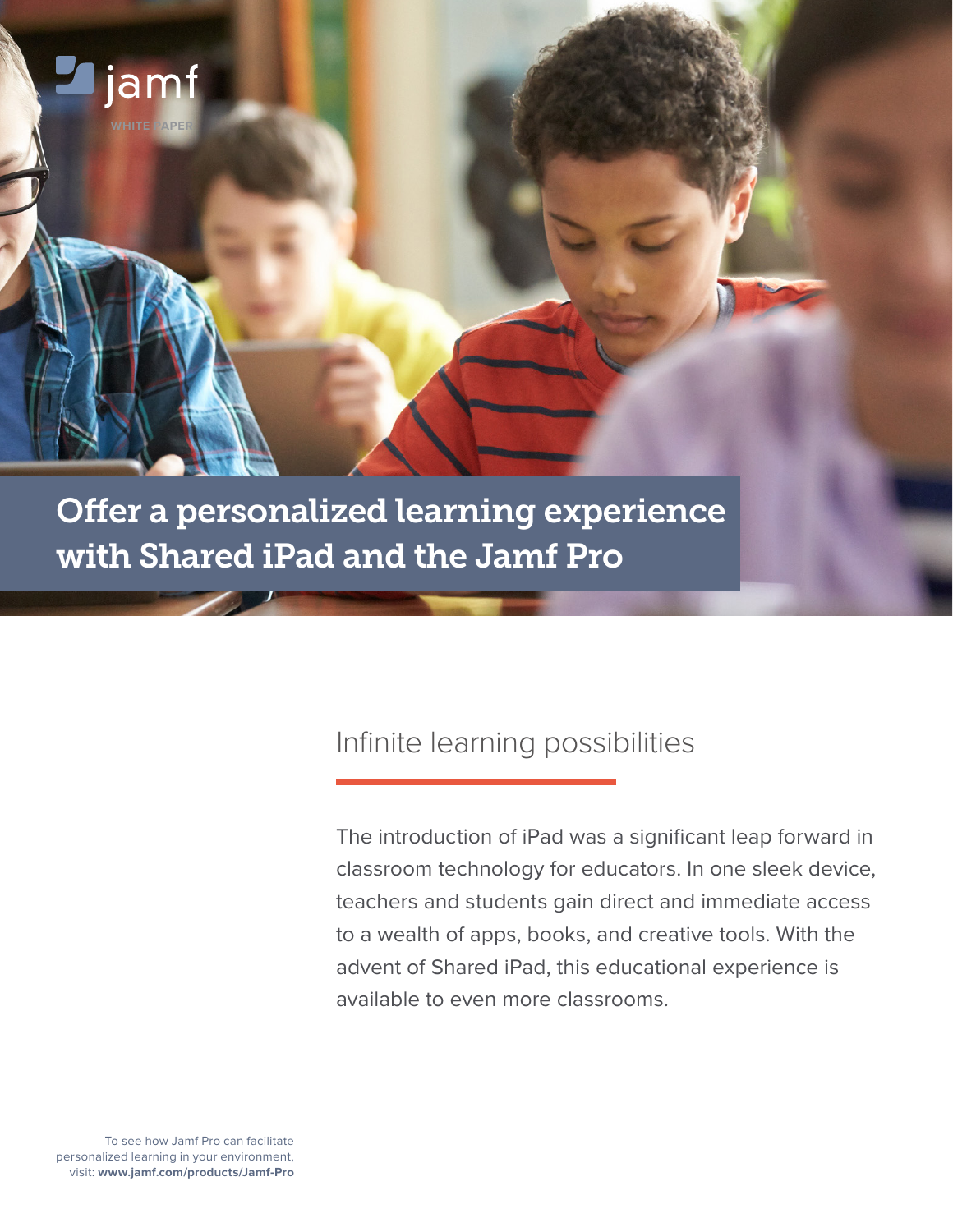jamf

WHITE PAPER

# Offer a personalized learning experience with Shared iPad and the Jamf Pro

## Infinite learning possibilities

The introduction of iPad was a significant leap forward in classroom technology for educators. In one sleek device, teachers and students gain direct and immediate access to a wealth of apps, books, and creative tools. With the advent of Shared iPad, this educational experience is available to even more classrooms.

To see how Jamf Pro can facilitate personalized learning in your environment, visit: **www.jamf.com/products/Jamf-Pro**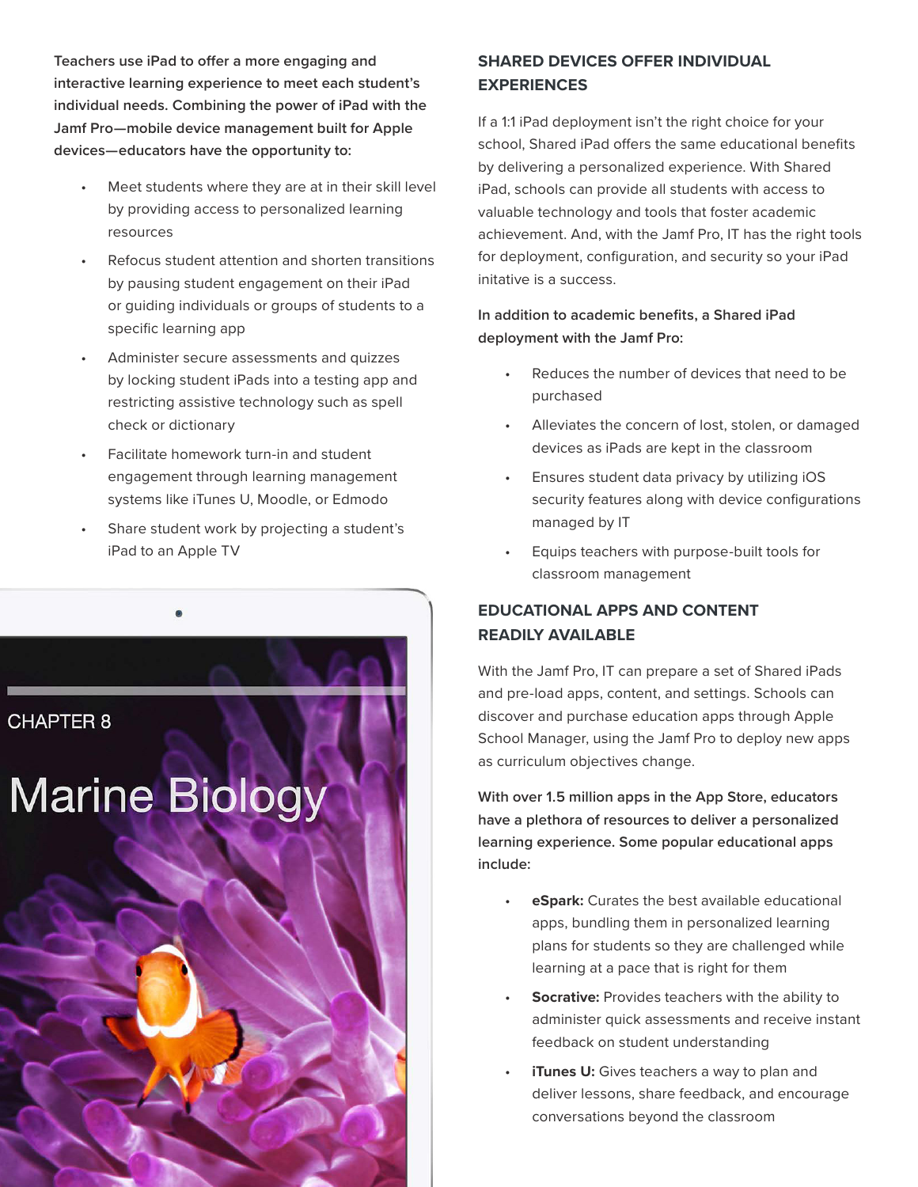**Teachers use iPad to offer a more engaging and interactive learning experience to meet each student's individual needs. Combining the power of iPad with the Jamf Pro—mobile device management built for Apple devices—educators have the opportunity to:**

- Meet students where they are at in their skill level by providing access to personalized learning resources
- Refocus student attention and shorten transitions by pausing student engagement on their iPad or guiding individuals or groups of students to a specific learning app
- Administer secure assessments and quizzes by locking student iPads into a testing app and restricting assistive technology such as spell check or dictionary
- Facilitate homework turn-in and student engagement through learning management systems like iTunes U, Moodle, or Edmodo
- Share student work by projecting a student's iPad to an Apple TV

## SHARED DEVICES OFFER INDIVIDUAL EXPERIENCES

If a 1:1 iPad deployment isn't the right choice for your school, Shared iPad offers the same educational benefits by delivering a personalized experience. With Shared iPad, schools can provide all students with access to valuable technology and tools that foster academic achievement. And, with the Jamf Pro, IT has the right tools for deployment, configuration, and security so your iPad initative is a success.

**In addition to academic benefits, a Shared iPad deployment with the Jamf Pro:**

- Reduces the number of devices that need to be purchased
- Alleviates the concern of lost, stolen, or damaged devices as iPads are kept in the classroom
- Ensures student data privacy by utilizing iOS security features along with device configurations managed by IT
- Equips teachers with purpose-built tools for classroom management

## EDUCATIONAL APPS AND CONTENT READILY AVAILABLE

With the Jamf Pro, IT can prepare a set of Shared iPads and pre-load apps, content, and settings. Schools can discover and purchase education apps through Apple School Manager, using the Jamf Pro to deploy new apps as curriculum objectives change.

**With over 1.5 million apps in the App Store, educators have a plethora of resources to deliver a personalized learning experience. Some popular educational apps include:**

- **eSpark:** Curates the best available educational apps, bundling them in personalized learning plans for students so they are challenged while learning at a pace that is right for them
- **Socrative:** Provides teachers with the ability to administer quick assessments and receive instant feedback on student understanding
- **iTunes U:** Gives teachers a way to plan and deliver lessons, share feedback, and encourage conversations beyond the classroom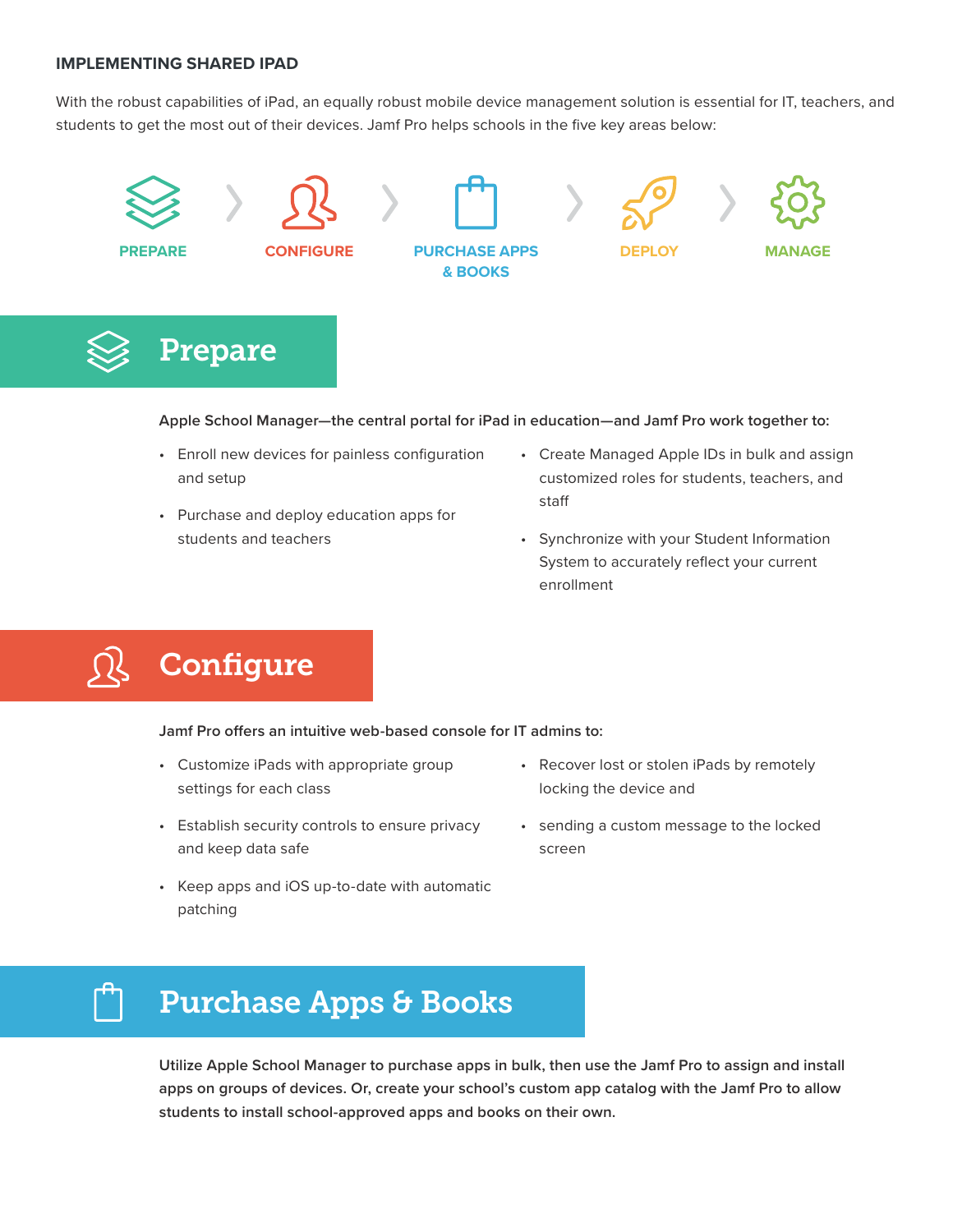## IMPLEMENTING SHARED IPAD

With the robust capabilities of iPad, an equally robust mobile device management solution is essential for IT, teachers, and students to get the most out of their devices. Jamf Pro helps schools in the five key areas below:

PREPARE › CONFIGURE › PURCHASE APPS & BOOKS › DEPLOY › MANAGE

# Prepare

**Apple School Manager—the central portal for iPad in education—and Jamf Pro work together to:**

- Enroll new devices for painless configuration and setup
- Purchase and deploy education apps for students and teachers
- Create Managed Apple IDs in bulk and assign customized roles for students, teachers, and staff
- Synchronize with your Student Information System to accurately reflect your current enrollment

# Configure

**Jamf Pro offers an intuitive web-based console for IT admins to:**

- Customize iPads with appropriate group settings for each class
- Establish security controls to ensure privacy and keep data safe
- Keep apps and iOS up-to-date with automatic patching
- Recover lost or stolen iPads by remotely locking the device and
- sending a custom message to the locked screen

# Purchase Apps & Books

**Utilize Apple School Manager to purchase apps in bulk, then use the Jamf Pro to assign and install apps on groups of devices. Or, create your school's custom app catalog with the Jamf Pro to allow students to install school-approved apps and books on their own.**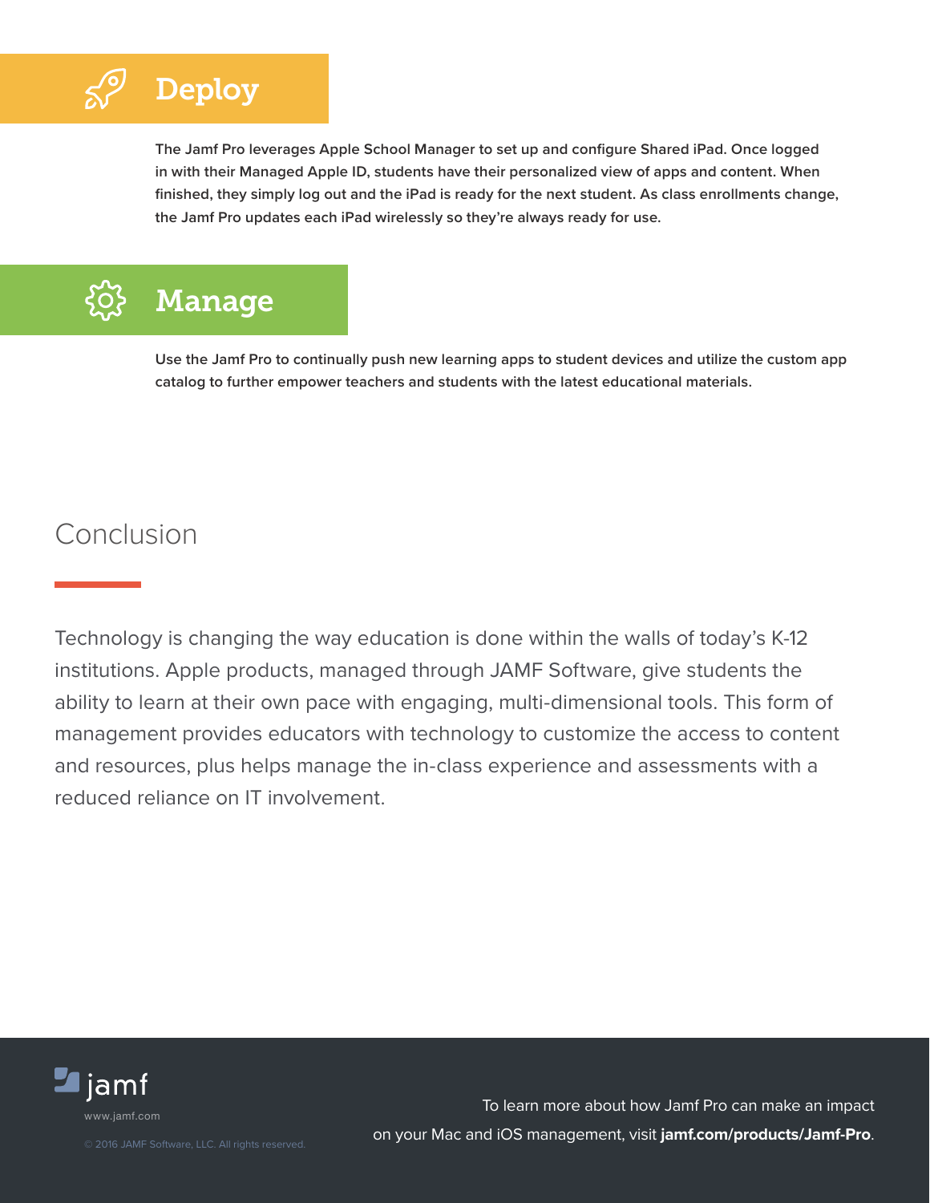## Deploy

The Jamf Pro leverages Apple School Manager to set up and configure Shared iPad. Once logged in with their Managed Apple ID, students have their personalized view of apps and content. When finished, they simply log out and the iPad is ready for the next student. As class enrollments change, the Jamf Pro updates each iPad wirelessly so they're always ready for use.

## Manage

Use the Jamf Pro to continually push new learning apps to student devices and utilize the custom app catalog to further empower teachers and students with the latest educational materials.

# Conclusion

Technology is changing the way education is done within the walls of today's K-12 institutions. Apple products, managed through JAMF Software, give students the ability to learn at their own pace with engaging, multi-dimensional tools. This form of management provides educators with technology to customize the access to content and resources, plus helps manage the in-class experience and assessments with a reduced reliance on IT involvement.

jamf

www.jamf.com

© 2016 JAMF Software, LLC. All rights reserved.

To learn more about how Jamf Pro can make an impact on your Mac and iOS management, visit **jamf.com/products/Jamf-Pro**.